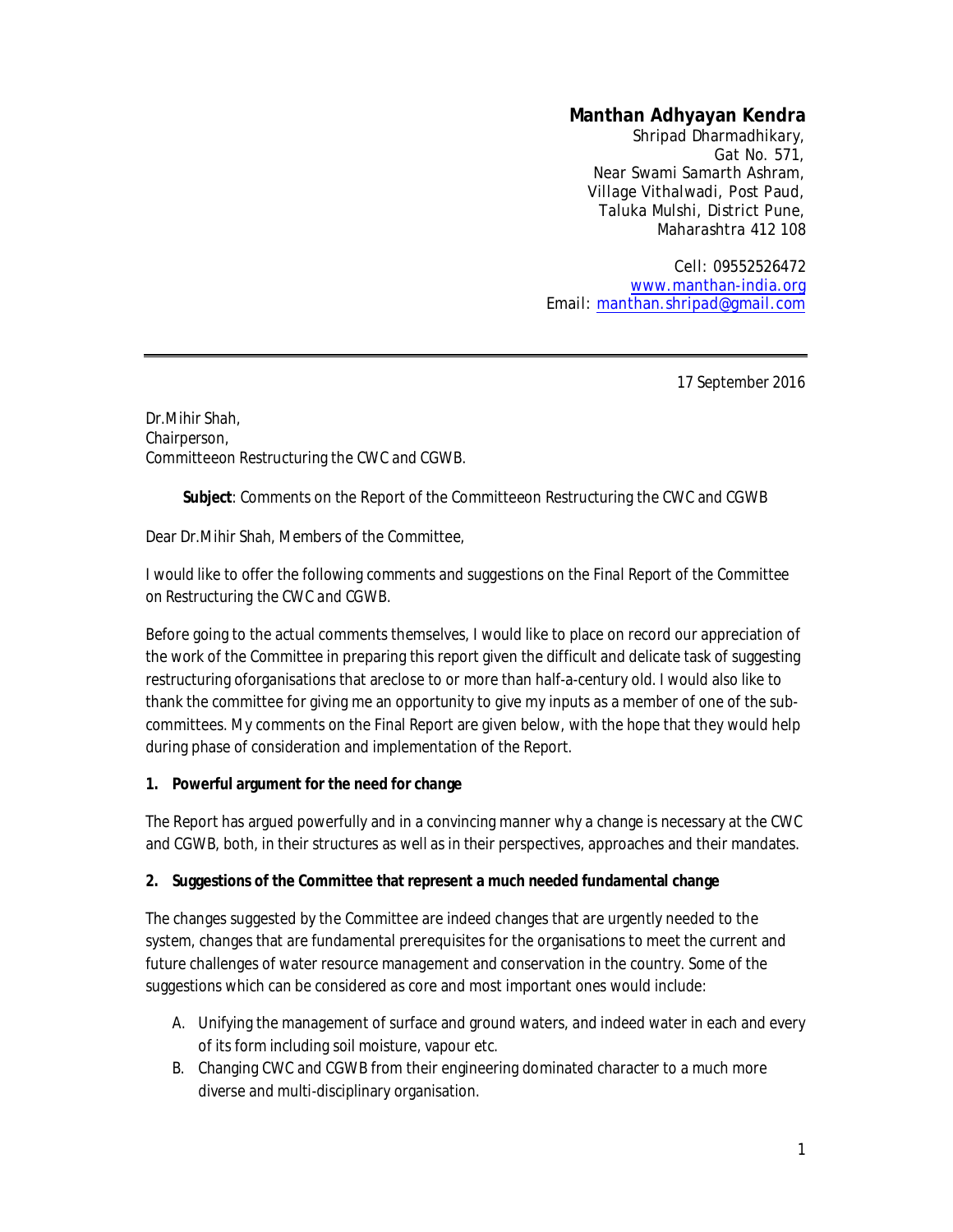**Manthan Adhyayan Kendra**

Shripad Dharmadhikary,
Gat No. 571,
Near Swami Samarth Ashram,
Village Vithalwadi, Post Paud,
Taluka Mulshi, District Pune,
Maharashtra 412 108

Cell: 09552526472
www.manthan-india.org
Email: manthan.shripad@gmail.com

---

17 September 2016

Dr.Mihir Shah,
Chairperson,
Committeeon Restructuring the CWC and CGWB.

**Subject**: Comments on the Report of the Committeeon Restructuring the CWC and CGWB

Dear Dr.Mihir Shah, Members of the Committee,

I would like to offer the following comments and suggestions on the Final Report of the Committee on Restructuring the CWC and CGWB.

Before going to the actual comments themselves, I would like to place on record our appreciation of the work of the Committee in preparing this report given the difficult and delicate task of suggesting restructuring oforganisations that areclose to or more than half-a-century old. I would also like to thank the committee for giving me an opportunity to give my inputs as a member of one of the sub-committees. My comments on the Final Report are given below, with the hope that they would help during phase of consideration and implementation of the Report.

**1. Powerful argument for the need for change**

The Report has argued powerfully and in a convincing manner why a change is necessary at the CWC and CGWB, both, in their structures as well as in their perspectives, approaches and their mandates.

**2. Suggestions of the Committee that represent a much needed fundamental change**

The changes suggested by the Committee are indeed changes that are urgently needed to the system, changes that are fundamental prerequisites for the organisations to meet the current and future challenges of water resource management and conservation in the country. Some of the suggestions which can be considered as core and most important ones would include:

A. Unifying the management of surface and ground waters, and indeed water in each and every of its form including soil moisture, vapour etc.
B. Changing CWC and CGWB from their engineering dominated character to a much more diverse and multi-disciplinary organisation.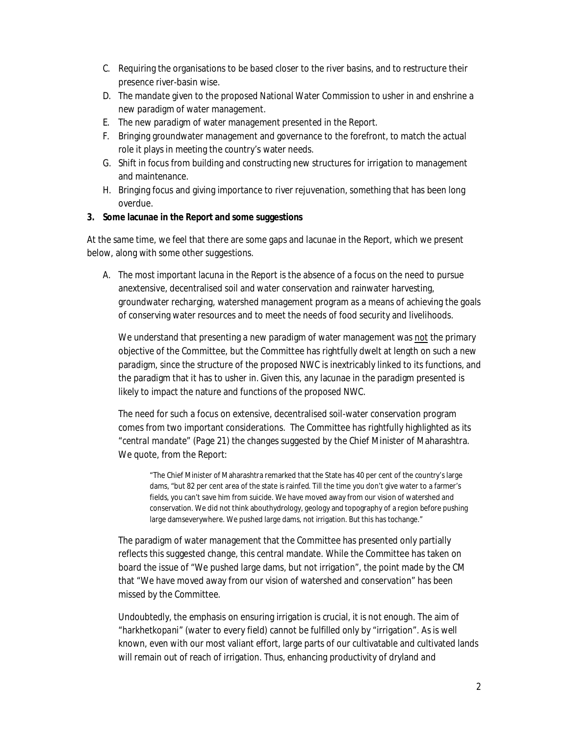C. Requiring the organisations to be based closer to the river basins, and to restructure their presence river-basin wise.
D. The mandate given to the proposed National Water Commission to usher in and enshrine a new paradigm of water management.
E. The new paradigm of water management presented in the Report.
F. Bringing groundwater management and governance to the forefront, to match the actual role it plays in meeting the country's water needs.
G. Shift in focus from building and constructing new structures for irrigation to management and maintenance.
H. Bringing focus and giving importance to river rejuvenation, something that has been long overdue.

**3. Some lacunae in the Report and some suggestions**

At the same time, we feel that there are some gaps and lacunae in the Report, which we present below, along with some other suggestions.

A. The most important lacuna in the Report is the absence of a focus on the need to pursue anextensive, decentralised soil and water conservation and rainwater harvesting, groundwater recharging, watershed management program as a means of achieving the goals of conserving water resources and to meet the needs of food security and livelihoods.

   We understand that presenting a new paradigm of water management was <u>not</u> the primary objective of the Committee, but the Committee has rightfully dwelt at length on such a new paradigm, since the structure of the proposed NWC is inextricably linked to its functions, and the paradigm that it has to usher in. Given this, any lacunae in the paradigm presented is likely to impact the nature and functions of the proposed NWC.

   The need for such a focus on extensive, decentralised soil-water conservation program comes from two important considerations. The Committee has rightfully highlighted as its "*central mandate*" (Page 21) the changes suggested by the Chief Minister of Maharashtra. We quote, from the Report:

   > "The Chief Minister of Maharashtra remarked that the State has 40 per cent of the country's large dams, "but 82 per cent area of the state is rainfed. Till the time you don't give water to a farmer's fields, you can't save him from suicide. We have moved away from our vision of watershed and conservation. We did not think abouthydrology, geology and topography of a region before pushing large damseverywhere. We pushed large dams, not irrigation. But this has tochange."

   The paradigm of water management that the Committee has presented only partially reflects this suggested change, this central mandate. While the Committee has taken on board the issue of "We pushed large dams, but not irrigation", the point made by the CM that "*We have moved away from our vision of watershed and conservation*" has been missed by the Committee.

   Undoubtedly, the emphasis on ensuring irrigation is crucial, it is not enough. The aim of "*harkhetkopani*" (water to every field) cannot be fulfilled only by "irrigation". As is well known, even with our most valiant effort, large parts of our cultivatable and cultivated lands will remain out of reach of irrigation. Thus, enhancing productivity of dryland and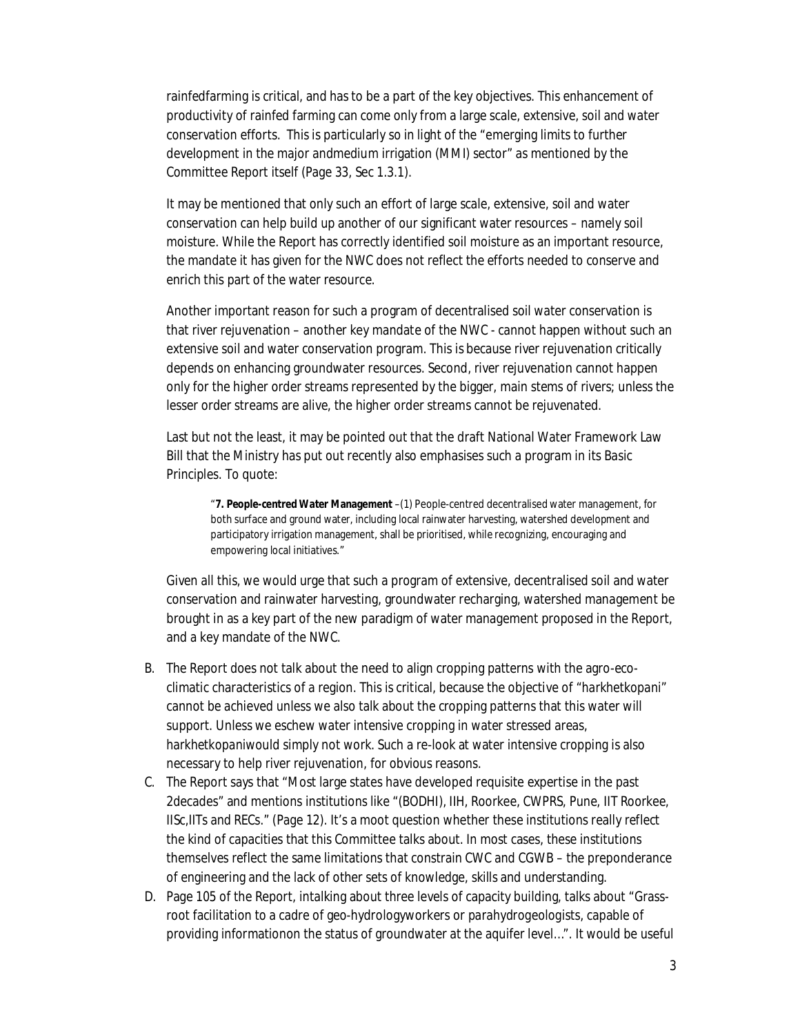rainfedfarming is critical, and has to be a part of the key objectives. This enhancement of productivity of rainfed farming can come only from a large scale, extensive, soil and water conservation efforts. This is particularly so in light of the "emerging limits to further development in the major andmedium irrigation (MMI) sector" as mentioned by the Committee Report itself (Page 33, Sec 1.3.1).

It may be mentioned that only such an effort of large scale, extensive, soil and water conservation can help build up another of our significant water resources – namely soil moisture. While the Report has correctly identified soil moisture as an important resource, the mandate it has given for the NWC does not reflect the efforts needed to conserve and enrich this part of the water resource.

Another important reason for such a program of decentralised soil water conservation is that river rejuvenation – another key mandate of the NWC - cannot happen without such an extensive soil and water conservation program. This is because river rejuvenation critically depends on enhancing groundwater resources. Second, river rejuvenation cannot happen only for the higher order streams represented by the bigger, main stems of rivers; unless the lesser order streams are alive, the higher order streams cannot be rejuvenated.

Last but not the least, it may be pointed out that the draft National Water Framework Law Bill that the Ministry has put out recently also emphasises such a program in its Basic Principles. To quote:

> "**7. People-centred Water Management** –(1) People-centred decentralised water management, for both surface and ground water, including local rainwater harvesting, watershed development and participatory irrigation management, shall be prioritised, while recognizing, encouraging and empowering local initiatives."

Given all this, we would urge that such a program of extensive, decentralised soil and water conservation and rainwater harvesting, groundwater recharging, watershed management be brought in as a key part of the new paradigm of water management proposed in the Report, and a key mandate of the NWC.

B. The Report does not talk about the need to align cropping patterns with the agro-eco-climatic characteristics of a region. This is critical, because the objective of "*harkhetkopani*" cannot be achieved unless we also talk about the cropping patterns that this water will support. Unless we eschew water intensive cropping in water stressed areas, *harkhetkopani*would simply not work. Such a re-look at water intensive cropping is also necessary to help river rejuvenation, for obvious reasons.

C. The Report says that "Most large states have developed requisite expertise in the past 2decades" and mentions institutions like "(BODHI), IIH, Roorkee, CWPRS, Pune, IIT Roorkee, IISc,IITs and RECs." (Page 12). It's a moot question whether these institutions really reflect the kind of capacities that this Committee talks about. In most cases, these institutions themselves reflect the same limitations that constrain CWC and CGWB – the preponderance of engineering and the lack of other sets of knowledge, skills and understanding.

D. Page 105 of the Report, intalking about three levels of capacity building, talks about "Grass-root facilitation to a cadre of geo-hydrologyworkers or parahydrogeologists, capable of providing informationon the status of groundwater at the aquifer level…". It would be useful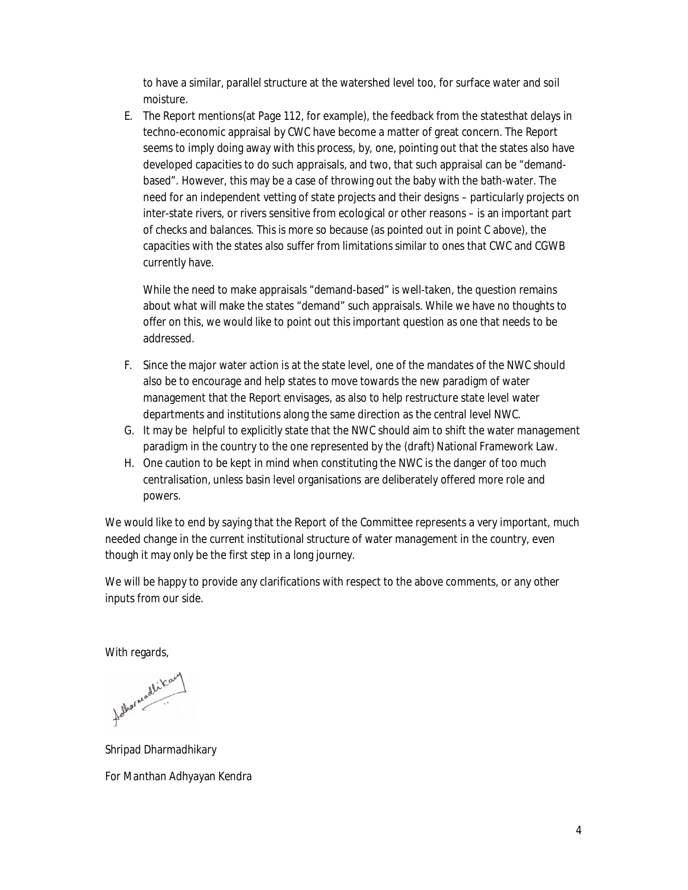to have a similar, parallel structure at the watershed level too, for surface water and soil moisture.

E. The Report mentions(at Page 112, for example), the feedback from the statesthat delays in techno-economic appraisal by CWC have become a matter of great concern. The Report seems to imply doing away with this process, by, one, pointing out that the states also have developed capacities to do such appraisals, and two, that such appraisal can be "demand-based". However, this may be a case of throwing out the baby with the bath-water. The need for an independent vetting of state projects and their designs – particularly projects on inter-state rivers, or rivers sensitive from ecological or other reasons – is an important part of checks and balances. This is more so because (as pointed out in point C above), the capacities with the states also suffer from limitations similar to ones that CWC and CGWB currently have.

   While the need to make appraisals "demand-based" is well-taken, the question remains about what will make the states "demand" such appraisals. While we have no thoughts to offer on this, we would like to point out this important question as one that needs to be addressed.

F. Since the major water action is at the state level, one of the mandates of the NWC should also be to encourage and help states to move towards the new paradigm of water management that the Report envisages, as also to help restructure state level water departments and institutions along the same direction as the central level NWC.
G. It may be helpful to explicitly state that the NWC should aim to shift the water management paradigm in the country to the one represented by the (draft) National Framework Law.
H. One caution to be kept in mind when constituting the NWC is the danger of too much centralisation, unless basin level organisations are deliberately offered more role and powers.

We would like to end by saying that the Report of the Committee represents a very important, much needed change in the current institutional structure of water management in the country, even though it may only be the first step in a long journey.

We will be happy to provide any clarifications with respect to the above comments, or any other inputs from our side.

With regards,

Shripad Dharmadhikary

For Manthan Adhyayan Kendra